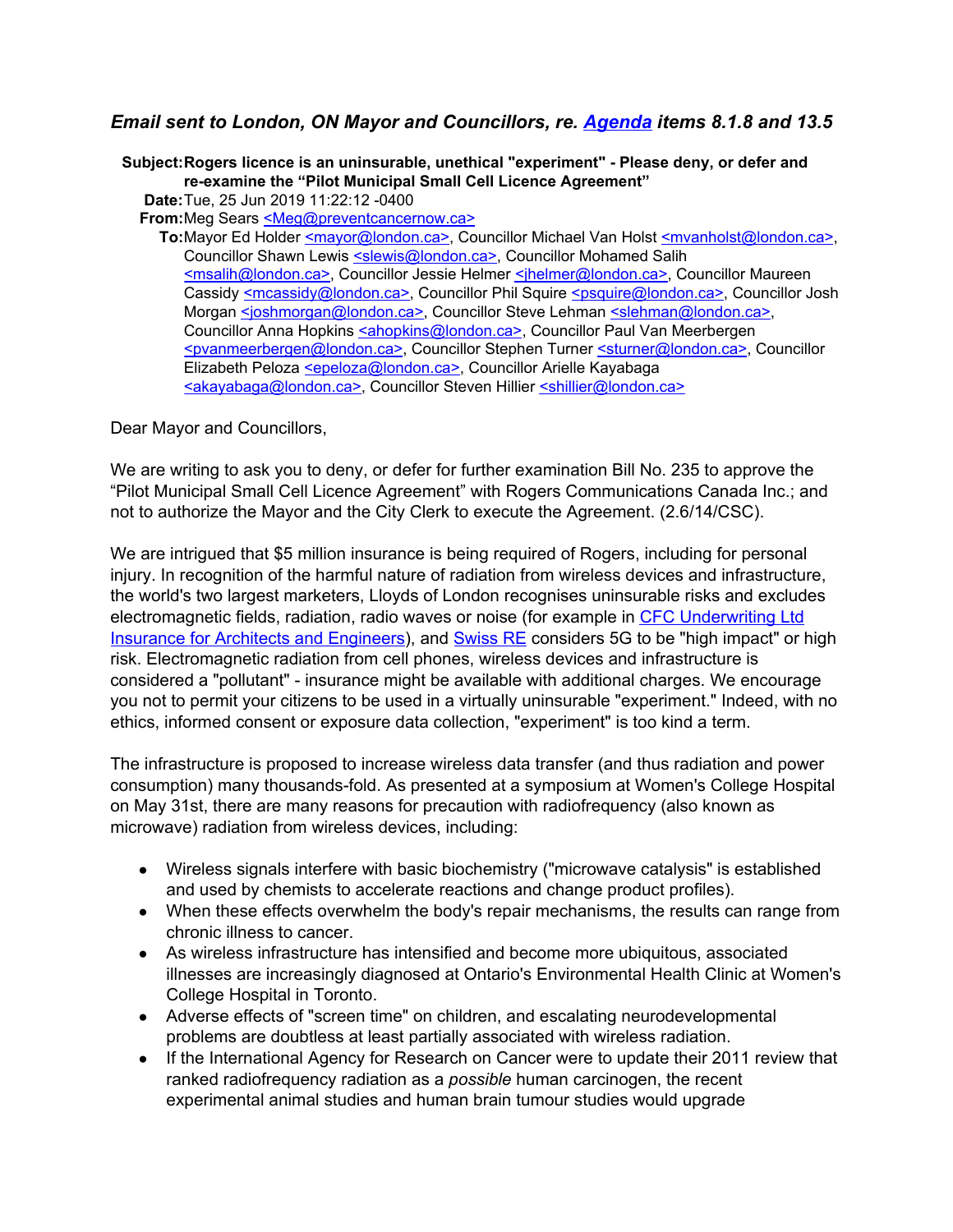## *Email sent to London, ON Mayor and Councillors, re. [Agenda](#) items 8.1.8 and 13.5*

**Subject:** **Rogers licence is an uninsurable, unethical "experiment" - Please deny, or defer and re-examine the "Pilot Municipal Small Cell Licence Agreement"**
**Date:** Tue, 25 Jun 2019 11:22:12 -0400
**From:** Meg Sears <Meg@preventcancernow.ca>
**To:** Mayor Ed Holder <mayor@london.ca>, Councillor Michael Van Holst <mvanholst@london.ca>, Councillor Shawn Lewis <slewis@london.ca>, Councillor Mohamed Salih <msalih@london.ca>, Councillor Jessie Helmer <jhelmer@london.ca>, Councillor Maureen Cassidy <mcassidy@london.ca>, Councillor Phil Squire <psquire@london.ca>, Councillor Josh Morgan <joshmorgan@london.ca>, Councillor Steve Lehman <slehman@london.ca>, Councillor Anna Hopkins <ahopkins@london.ca>, Councillor Paul Van Meerbergen <pvanmeerbergen@london.ca>, Councillor Stephen Turner <sturner@london.ca>, Councillor Elizabeth Peloza <epeloza@london.ca>, Councillor Arielle Kayabaga <akayabaga@london.ca>, Councillor Steven Hillier <shillier@london.ca>

Dear Mayor and Councillors,

We are writing to ask you to deny, or defer for further examination Bill No. 235 to approve the "Pilot Municipal Small Cell Licence Agreement" with Rogers Communications Canada Inc.; and not to authorize the Mayor and the City Clerk to execute the Agreement. (2.6/14/CSC).

We are intrigued that $5 million insurance is being required of Rogers, including for personal injury. In recognition of the harmful nature of radiation from wireless devices and infrastructure, the world's two largest marketers, Lloyds of London recognises uninsurable risks and excludes electromagnetic fields, radiation, radio waves or noise (for example in [CFC Underwriting Ltd Insurance for Architects and Engineers](#)), and [Swiss RE](#) considers 5G to be "high impact" or high risk. Electromagnetic radiation from cell phones, wireless devices and infrastructure is considered a "pollutant" - insurance might be available with additional charges. We encourage you not to permit your citizens to be used in a virtually uninsurable "experiment." Indeed, with no ethics, informed consent or exposure data collection, "experiment" is too kind a term.

The infrastructure is proposed to increase wireless data transfer (and thus radiation and power consumption) many thousands-fold. As presented at a symposium at Women's College Hospital on May 31st, there are many reasons for precaution with radiofrequency (also known as microwave) radiation from wireless devices, including:

- Wireless signals interfere with basic biochemistry ("microwave catalysis" is established and used by chemists to accelerate reactions and change product profiles).
- When these effects overwhelm the body's repair mechanisms, the results can range from chronic illness to cancer.
- As wireless infrastructure has intensified and become more ubiquitous, associated illnesses are increasingly diagnosed at Ontario's Environmental Health Clinic at Women's College Hospital in Toronto.
- Adverse effects of "screen time" on children, and escalating neurodevelopmental problems are doubtless at least partially associated with wireless radiation.
- If the International Agency for Research on Cancer were to update their 2011 review that ranked radiofrequency radiation as a *possible* human carcinogen, the recent experimental animal studies and human brain tumour studies would upgrade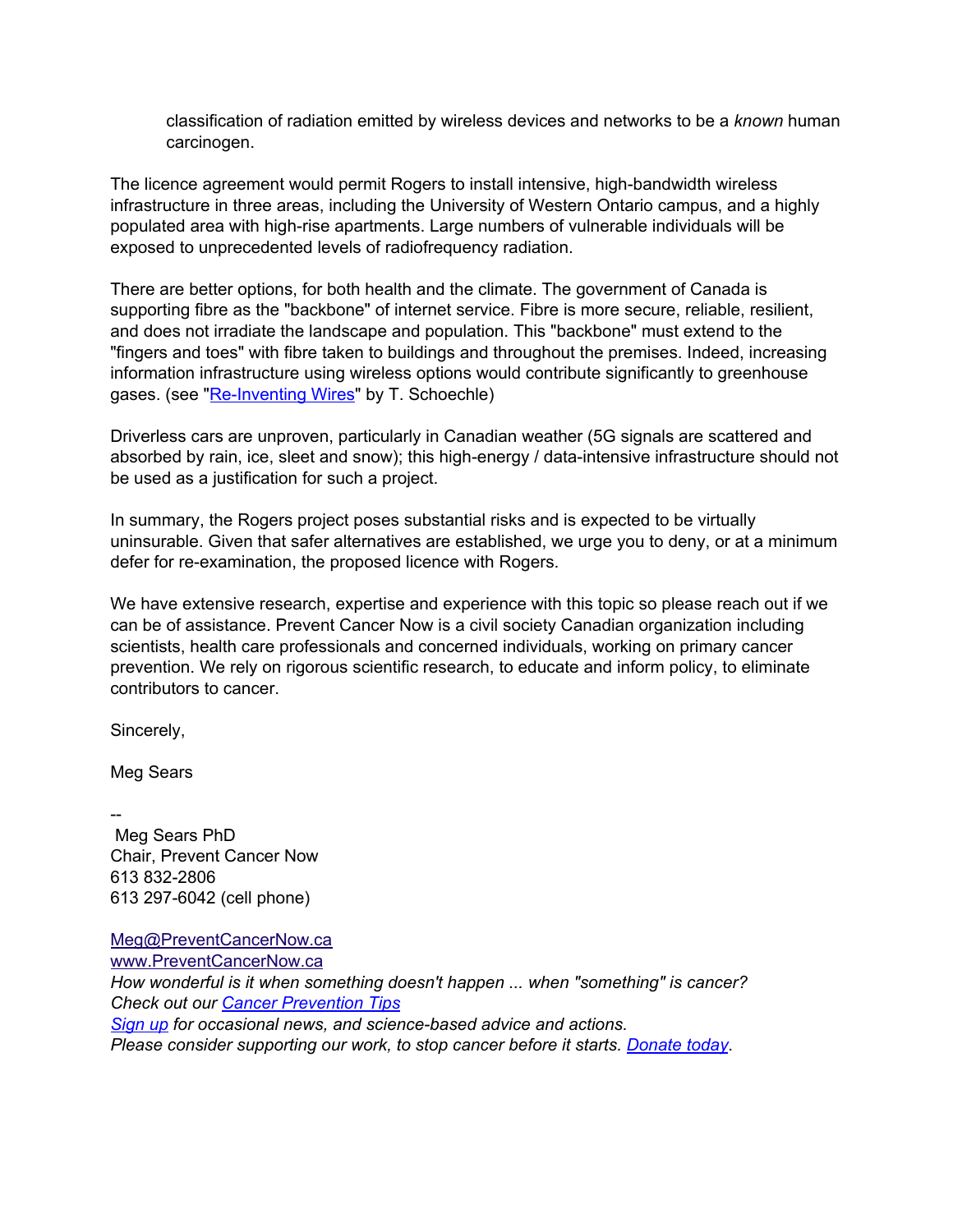classification of radiation emitted by wireless devices and networks to be a *known* human carcinogen.

The licence agreement would permit Rogers to install intensive, high-bandwidth wireless infrastructure in three areas, including the University of Western Ontario campus, and a highly populated area with high-rise apartments. Large numbers of vulnerable individuals will be exposed to unprecedented levels of radiofrequency radiation.

There are better options, for both health and the climate. The government of Canada is supporting fibre as the "backbone" of internet service. Fibre is more secure, reliable, resilient, and does not irradiate the landscape and population. This "backbone" must extend to the "fingers and toes" with fibre taken to buildings and throughout the premises. Indeed, increasing information infrastructure using wireless options would contribute significantly to greenhouse gases. (see "[Re-Inventing Wires]" by T. Schoechle)

Driverless cars are unproven, particularly in Canadian weather (5G signals are scattered and absorbed by rain, ice, sleet and snow); this high-energy / data-intensive infrastructure should not be used as a justification for such a project.

In summary, the Rogers project poses substantial risks and is expected to be virtually uninsurable. Given that safer alternatives are established, we urge you to deny, or at a minimum defer for re-examination, the proposed licence with Rogers.

We have extensive research, expertise and experience with this topic so please reach out if we can be of assistance. Prevent Cancer Now is a civil society Canadian organization including scientists, health care professionals and concerned individuals, working on primary cancer prevention. We rely on rigorous scientific research, to educate and inform policy, to eliminate contributors to cancer.

Sincerely,

Meg Sears

--
Meg Sears PhD
Chair, Prevent Cancer Now
613 832-2806
613 297-6042 (cell phone)

Meg@PreventCancerNow.ca
www.PreventCancerNow.ca
*How wonderful is it when something doesn't happen ... when "something" is cancer?*
*Check out our Cancer Prevention Tips*
*Sign up for occasional news, and science-based advice and actions.*
*Please consider supporting our work, to stop cancer before it starts. Donate today.*